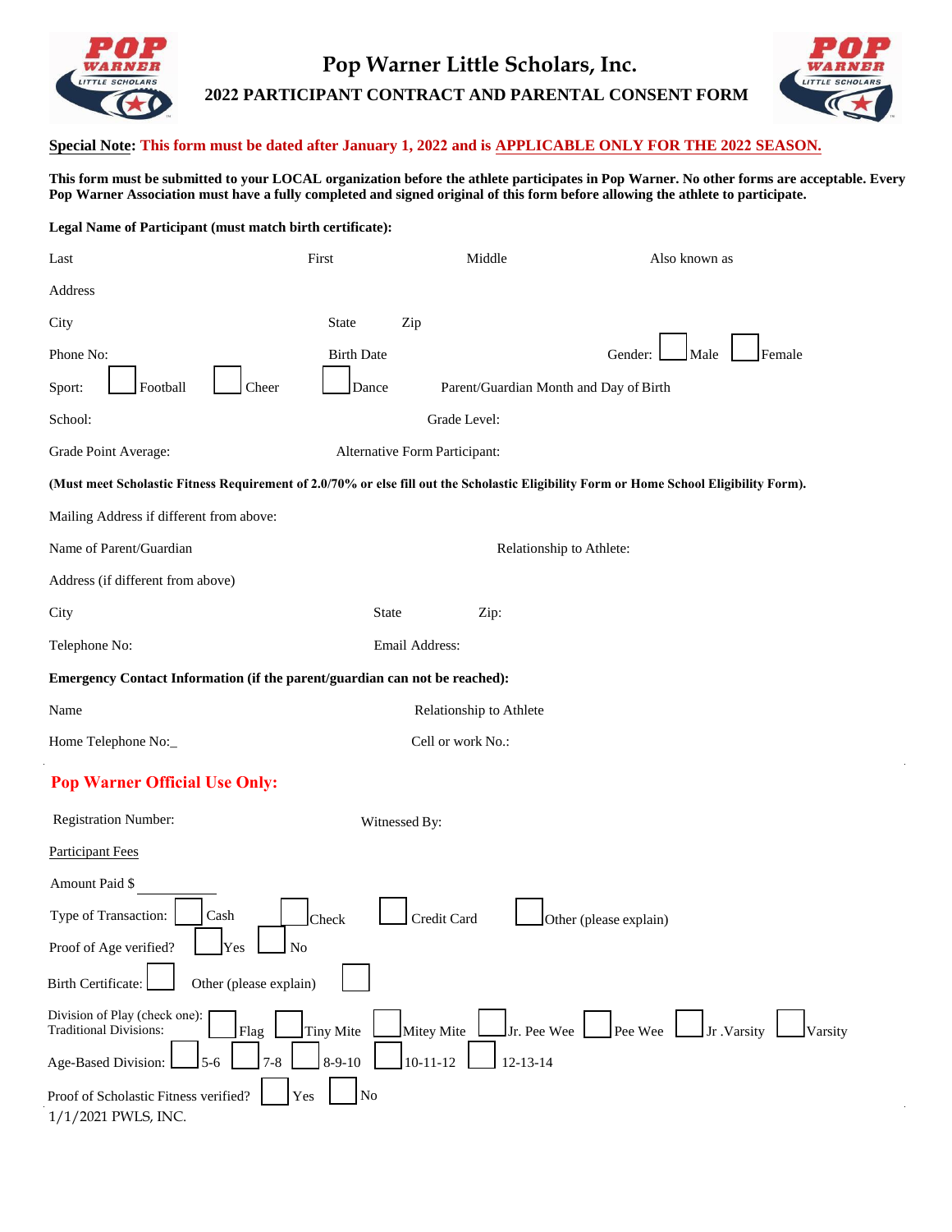# Pop Warner Little Scholars, Inc.

## 2022 PARTICIPANT CONTRACT AND PARENTAL CONSENT FORM

**Special Note: This form must be dated after January 1, 2022 and is APPLICABLE ONLY FOR THE 2022 SEASON.**

**This form must be submitted to your LOCAL organization before the athlete participates in Pop Warner. No other forms are acceptable. Every Pop Warner Association must have a fully completed and signed original of this form before allowing the athlete to participate.**

**Legal Name of Participant (must match birth certificate):**

Last  First  Middle  Also known as

Address

City  State  Zip

Phone No:  Birth Date  Gender: ☐ Male ☐ Female

Sport: ☐ Football ☐ Cheer ☐ Dance  Parent/Guardian Month and Day of Birth

School:  Grade Level:

Grade Point Average:  Alternative Form Participant:

**(Must meet Scholastic Fitness Requirement of 2.0/70% or else fill out the Scholastic Eligibility Form or Home School Eligibility Form).**

Mailing Address if different from above:

Name of Parent/Guardian  Relationship to Athlete:

Address (if different from above)

City  State  Zip:

Telephone No:  Email Address:

**Emergency Contact Information (if the parent/guardian can not be reached):**

Name  Relationship to Athlete

Home Telephone No:_  Cell or work No.:

## Pop Warner Official Use Only:

Registration Number:  Witnessed By:

Participant Fees

Amount Paid $ ________

Type of Transaction: ☐ Cash ☐ Check ☐ Credit Card ☐ Other (please explain)

Proof of Age verified? ☐ Yes ☐ No

Birth Certificate: ☐ Other (please explain) ☐

Division of Play (check one):
Traditional Divisions: ☐ Flag ☐ Tiny Mite ☐ Mitey Mite ☐ Jr. Pee Wee ☐ Pee Wee ☐ Jr .Varsity ☐ Varsity

Age-Based Division: ☐ 5-6 ☐ 7-8 ☐ 8-9-10 ☐ 10-11-12 ☐ 12-13-14

Proof of Scholastic Fitness verified? ☐ Yes ☐ No

1/1/2021 PWLS, INC.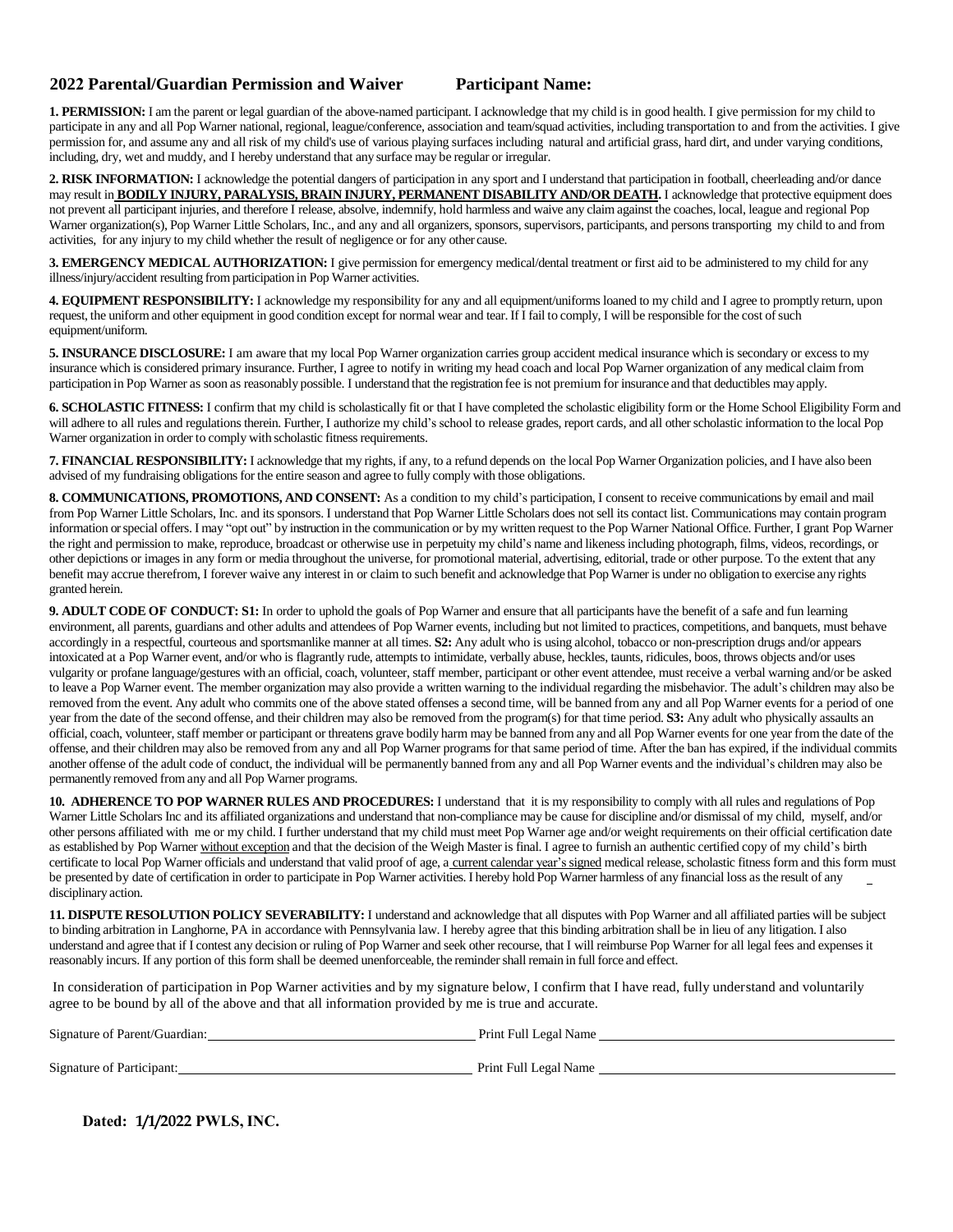## 2022 Parental/Guardian Permission and Waiver Participant Name:

**1. PERMISSION:** I am the parent or legal guardian of the above-named participant. I acknowledge that my child is in good health. I give permission for my child to participate in any and all Pop Warner national, regional, league/conference, association and team/squad activities, including transportation to and from the activities. I give permission for, and assume any and all risk of my child's use of various playing surfaces including natural and artificial grass, hard dirt, and under varying conditions, including, dry, wet and muddy, and I hereby understand that any surface may be regular or irregular.

**2. RISK INFORMATION:** I acknowledge the potential dangers of participation in any sport and I understand that participation in football, cheerleading and/or dance may result in **BODILY INJURY, PARALYSIS, BRAIN INJURY, PERMANENT DISABILITY AND/OR DEATH.** I acknowledge that protective equipment does not prevent all participant injuries, and therefore I release, absolve, indemnify, hold harmless and waive any claim against the coaches, local, league and regional Pop Warner organization(s), Pop Warner Little Scholars, Inc., and any and all organizers, sponsors, supervisors, participants, and persons transporting my child to and from activities, for any injury to my child whether the result of negligence or for any other cause.

**3. EMERGENCY MEDICAL AUTHORIZATION:** I give permission for emergency medical/dental treatment or first aid to be administered to my child for any illness/injury/accident resulting from participation in Pop Warner activities.

**4. EQUIPMENT RESPONSIBILITY:** I acknowledge my responsibility for any and all equipment/uniforms loaned to my child and I agree to promptly return, upon request, the uniform and other equipment in good condition except for normal wear and tear. If I fail to comply, I will be responsible for the cost of such equipment/uniform.

**5. INSURANCE DISCLOSURE:** I am aware that my local Pop Warner organization carries group accident medical insurance which is secondary or excess to my insurance which is considered primary insurance. Further, I agree to notify in writing my head coach and local Pop Warner organization of any medical claim from participation in Pop Warner as soon as reasonably possible. I understand that the registration fee is not premium for insurance and that deductibles may apply.

**6. SCHOLASTIC FITNESS:** I confirm that my child is scholastically fit or that I have completed the scholastic eligibility form or the Home School Eligibility Form and will adhere to all rules and regulations therein. Further, I authorize my child's school to release grades, report cards, and all other scholastic information to the local Pop Warner organization in order to comply with scholastic fitness requirements.

**7. FINANCIAL RESPONSIBILITY:** I acknowledge that my rights, if any, to a refund depends on the local Pop Warner Organization policies, and I have also been advised of my fundraising obligations for the entire season and agree to fully comply with those obligations.

**8. COMMUNICATIONS, PROMOTIONS, AND CONSENT:** As a condition to my child's participation, I consent to receive communications by email and mail from Pop Warner Little Scholars, Inc. and its sponsors. I understand that Pop Warner Little Scholars does not sell its contact list. Communications may contain program information or special offers. I may "opt out" by instruction in the communication or by my written request to the Pop Warner National Office. Further, I grant Pop Warner the right and permission to make, reproduce, broadcast or otherwise use in perpetuity my child's name and likeness including photograph, films, videos, recordings, or other depictions or images in any form or media throughout the universe, for promotional material, advertising, editorial, trade or other purpose. To the extent that any benefit may accrue therefrom, I forever waive any interest in or claim to such benefit and acknowledge that Pop Warner is under no obligation to exercise any rights granted herein.

**9. ADULT CODE OF CONDUCT: S1:** In order to uphold the goals of Pop Warner and ensure that all participants have the benefit of a safe and fun learning environment, all parents, guardians and other adults and attendees of Pop Warner events, including but not limited to practices, competitions, and banquets, must behave accordingly in a respectful, courteous and sportsmanlike manner at all times. **S2:** Any adult who is using alcohol, tobacco or non-prescription drugs and/or appears intoxicated at a Pop Warner event, and/or who is flagrantly rude, attempts to intimidate, verbally abuse, heckles, taunts, ridicules, boos, throws objects and/or uses vulgarity or profane language/gestures with an official, coach, volunteer, staff member, participant or other event attendee, must receive a verbal warning and/or be asked to leave a Pop Warner event. The member organization may also provide a written warning to the individual regarding the misbehavior. The adult's children may also be removed from the event. Any adult who commits one of the above stated offenses a second time, will be banned from any and all Pop Warner events for a period of one year from the date of the second offense, and their children may also be removed from the program(s) for that time period. **S3:** Any adult who physically assaults an official, coach, volunteer, staff member or participant or threatens grave bodily harm may be banned from any and all Pop Warner events for one year from the date of the offense, and their children may also be removed from any and all Pop Warner programs for that same period of time. After the ban has expired, if the individual commits another offense of the adult code of conduct, the individual will be permanently banned from any and all Pop Warner events and the individual's children may also be permanently removed from any and all Pop Warner programs.

**10. ADHERENCE TO POP WARNER RULES AND PROCEDURES:** I understand that it is my responsibility to comply with all rules and regulations of Pop Warner Little Scholars Inc and its affiliated organizations and understand that non-compliance may be cause for discipline and/or dismissal of my child, myself, and/or other persons affiliated with me or my child. I further understand that my child must meet Pop Warner age and/or weight requirements on their official certification date as established by Pop Warner without exception and that the decision of the Weigh Master is final. I agree to furnish an authentic certified copy of my child's birth certificate to local Pop Warner officials and understand that valid proof of age, a current calendar year's signed medical release, scholastic fitness form and this form must be presented by date of certification in order to participate in Pop Warner activities. I hereby hold Pop Warner harmless of any financial loss as the result of any disciplinary action.

**11. DISPUTE RESOLUTION POLICY SEVERABILITY:** I understand and acknowledge that all disputes with Pop Warner and all affiliated parties will be subject to binding arbitration in Langhorne, PA in accordance with Pennsylvania law. I hereby agree that this binding arbitration shall be in lieu of any litigation. I also understand and agree that if I contest any decision or ruling of Pop Warner and seek other recourse, that I will reimburse Pop Warner for all legal fees and expenses it reasonably incurs. If any portion of this form shall be deemed unenforceable, the reminder shall remain in full force and effect.

In consideration of participation in Pop Warner activities and by my signature below, I confirm that I have read, fully understand and voluntarily agree to be bound by all of the above and that all information provided by me is true and accurate.

Signature of Parent/Guardian: ____________________ Print Full Legal Name ____________________

Signature of Participant: ____________________ Print Full Legal Name ____________________

**Dated: 1/1/2022 PWLS, INC.**